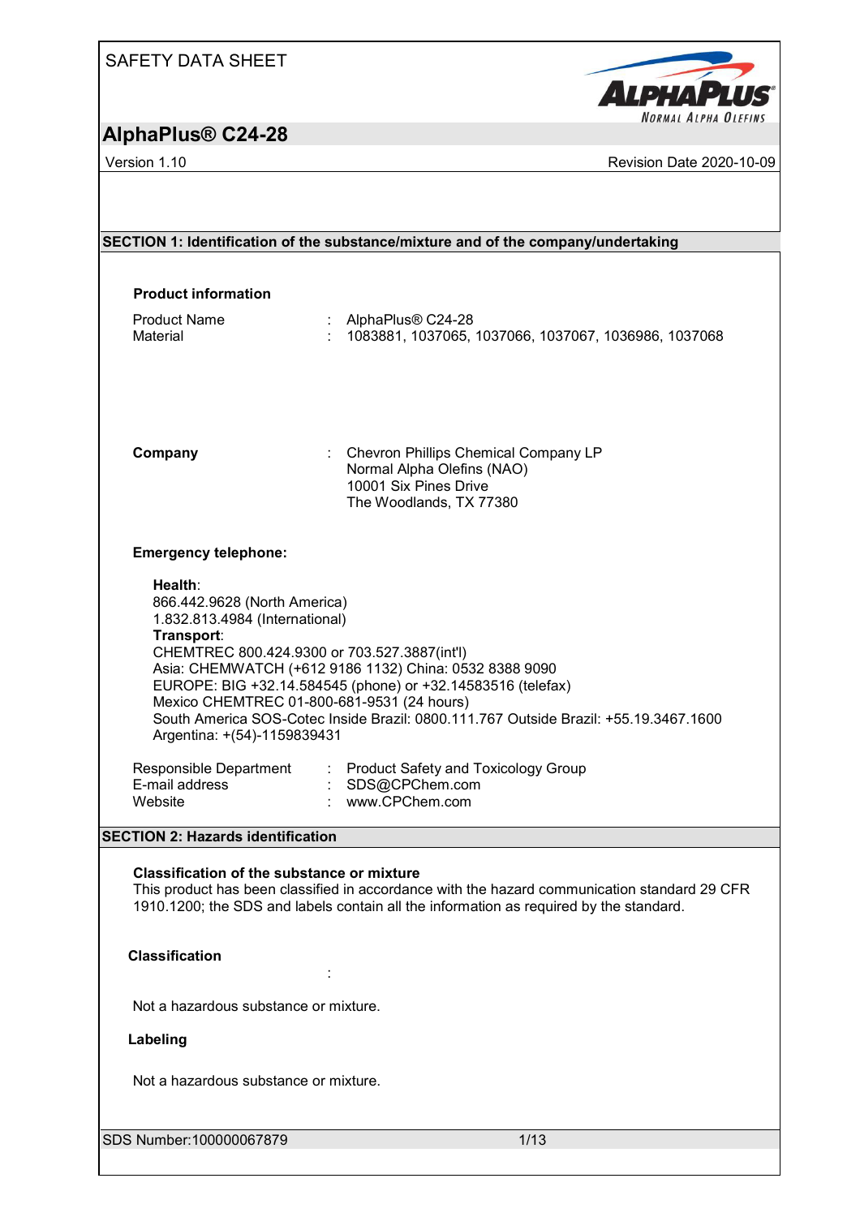SAFETY DATA SHEET

# AlphaPlus® C24-28

Version 1.10 | Revision Date 2020-10-09

## SECTION 1: Identification of the substance/mixture and of the company/undertaking

### Product information

Product Name : AlphaPlus® C24-28
Material : 1083881, 1037065, 1037066, 1037067, 1036986, 1037068

**Company** : Chevron Phillips Chemical Company LP
Normal Alpha Olefins (NAO)
10001 Six Pines Drive
The Woodlands, TX 77380

### Emergency telephone:

**Health**:
866.442.9628 (North America)
1.832.813.4984 (International)
**Transport**:
CHEMTREC 800.424.9300 or 703.527.3887(int'l)
Asia: CHEMWATCH (+612 9186 1132) China: 0532 8388 9090
EUROPE: BIG +32.14.584545 (phone) or +32.14583516 (telefax)
Mexico CHEMTREC 01-800-681-9531 (24 hours)
South America SOS-Cotec Inside Brazil: 0800.111.767 Outside Brazil: +55.19.3467.1600
Argentina: +(54)-1159839431

Responsible Department : Product Safety and Toxicology Group
E-mail address : SDS@CPChem.com
Website : www.CPChem.com

## SECTION 2: Hazards identification

### Classification of the substance or mixture

This product has been classified in accordance with the hazard communication standard 29 CFR 1910.1200; the SDS and labels contain all the information as required by the standard.

### Classification

:

Not a hazardous substance or mixture.

### Labeling

Not a hazardous substance or mixture.

SDS Number:100000067879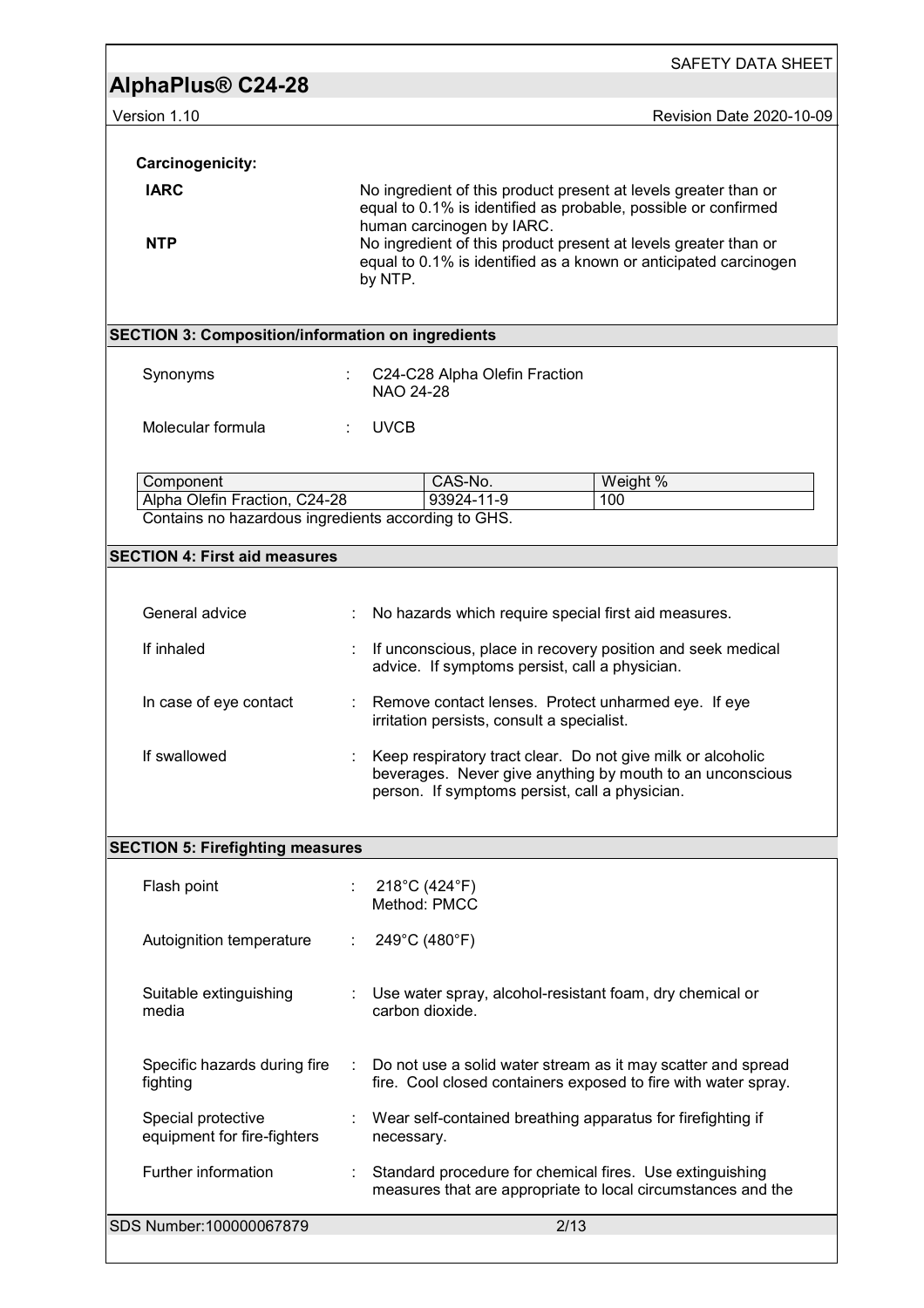**Carcinogenicity:**

**IARC** — No ingredient of this product present at levels greater than or equal to 0.1% is identified as probable, possible or confirmed human carcinogen by IARC.

**NTP** — No ingredient of this product present at levels greater than or equal to 0.1% is identified as a known or anticipated carcinogen by NTP.

## SECTION 3: Composition/information on ingredients

Synonyms : C24-C28 Alpha Olefin Fraction
NAO 24-28

Molecular formula : UVCB

| Component | CAS-No. | Weight % |
|---|---|---|
| Alpha Olefin Fraction, C24-28 | 93924-11-9 | 100 |

Contains no hazardous ingredients according to GHS.

## SECTION 4: First aid measures

General advice : No hazards which require special first aid measures.

If inhaled : If unconscious, place in recovery position and seek medical advice. If symptoms persist, call a physician.

In case of eye contact : Remove contact lenses. Protect unharmed eye. If eye irritation persists, consult a specialist.

If swallowed : Keep respiratory tract clear. Do not give milk or alcoholic beverages. Never give anything by mouth to an unconscious person. If symptoms persist, call a physician.

## SECTION 5: Firefighting measures

Flash point : 218°C (424°F)
Method: PMCC

Autoignition temperature : 249°C (480°F)

Suitable extinguishing media : Use water spray, alcohol-resistant foam, dry chemical or carbon dioxide.

Specific hazards during fire fighting : Do not use a solid water stream as it may scatter and spread fire. Cool closed containers exposed to fire with water spray.

Special protective equipment for fire-fighters : Wear self-contained breathing apparatus for firefighting if necessary.

Further information : Standard procedure for chemical fires. Use extinguishing measures that are appropriate to local circumstances and the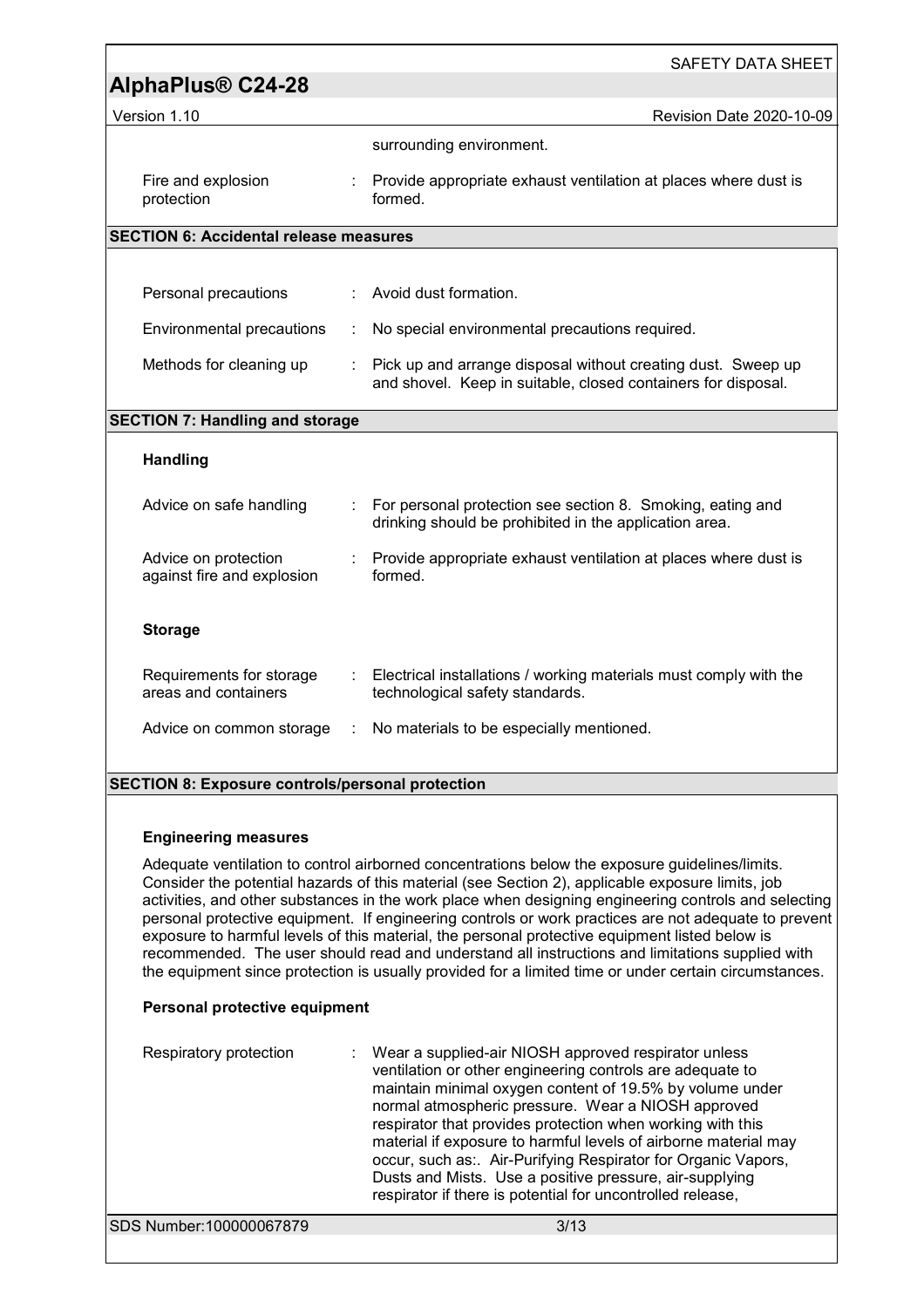surrounding environment.

| | | |
|---|---|---|
| Fire and explosion protection | : | Provide appropriate exhaust ventilation at places where dust is formed. |

## SECTION 6: Accidental release measures

| | | |
|---|---|---|
| Personal precautions | : | Avoid dust formation. |
| Environmental precautions | : | No special environmental precautions required. |
| Methods for cleaning up | : | Pick up and arrange disposal without creating dust. Sweep up and shovel. Keep in suitable, closed containers for disposal. |

## SECTION 7: Handling and storage

### Handling

| | | |
|---|---|---|
| Advice on safe handling | : | For personal protection see section 8. Smoking, eating and drinking should be prohibited in the application area. |
| Advice on protection against fire and explosion | : | Provide appropriate exhaust ventilation at places where dust is formed. |

### Storage

| | | |
|---|---|---|
| Requirements for storage areas and containers | : | Electrical installations / working materials must comply with the technological safety standards. |
| Advice on common storage | : | No materials to be especially mentioned. |

## SECTION 8: Exposure controls/personal protection

### Engineering measures

Adequate ventilation to control airborned concentrations below the exposure guidelines/limits. Consider the potential hazards of this material (see Section 2), applicable exposure limits, job activities, and other substances in the work place when designing engineering controls and selecting personal protective equipment. If engineering controls or work practices are not adequate to prevent exposure to harmful levels of this material, the personal protective equipment listed below is recommended. The user should read and understand all instructions and limitations supplied with the equipment since protection is usually provided for a limited time or under certain circumstances.

### Personal protective equipment

| | | |
|---|---|---|
| Respiratory protection | : | Wear a supplied-air NIOSH approved respirator unless ventilation or other engineering controls are adequate to maintain minimal oxygen content of 19.5% by volume under normal atmospheric pressure. Wear a NIOSH approved respirator that provides protection when working with this material if exposure to harmful levels of airborne material may occur, such as:. Air-Purifying Respirator for Organic Vapors, Dusts and Mists. Use a positive pressure, air-supplying respirator if there is potential for uncontrolled release, |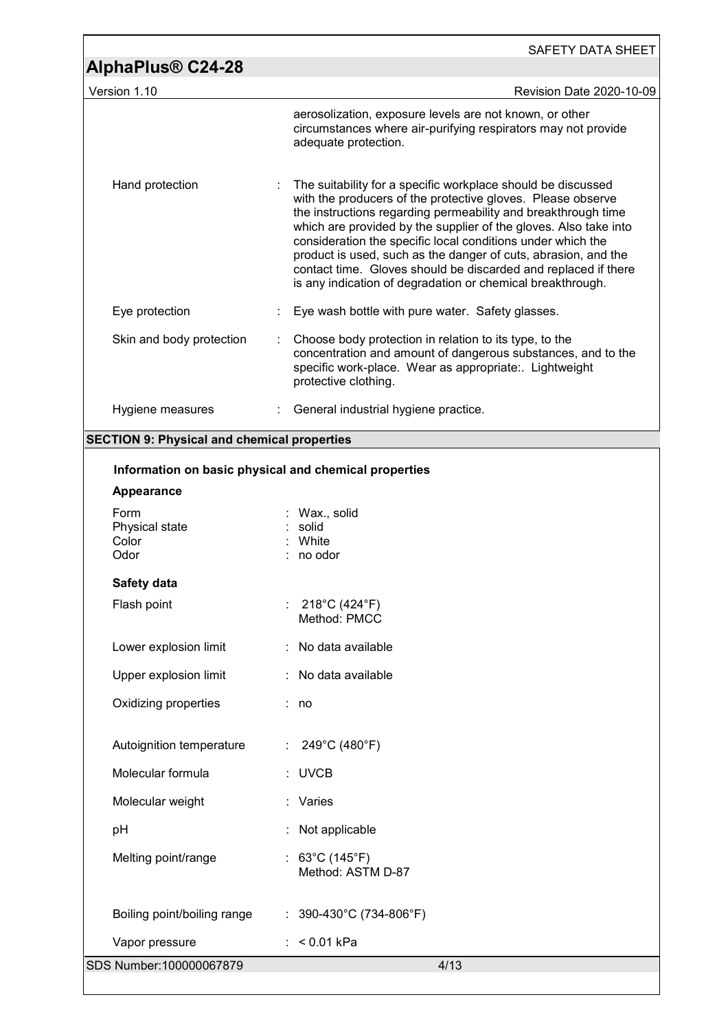aerosolization, exposure levels are not known, or other circumstances where air-purifying respirators may not provide adequate protection.

| | |
|---|---|
| Hand protection | : The suitability for a specific workplace should be discussed with the producers of the protective gloves. Please observe the instructions regarding permeability and breakthrough time which are provided by the supplier of the gloves. Also take into consideration the specific local conditions under which the product is used, such as the danger of cuts, abrasion, and the contact time. Gloves should be discarded and replaced if there is any indication of degradation or chemical breakthrough. |
| Eye protection | : Eye wash bottle with pure water. Safety glasses. |
| Skin and body protection | : Choose body protection in relation to its type, to the concentration and amount of dangerous substances, and to the specific work-place. Wear as appropriate:. Lightweight protective clothing. |
| Hygiene measures | : General industrial hygiene practice. |

## SECTION 9: Physical and chemical properties

### Information on basic physical and chemical properties

**Appearance**

| | |
|---|---|
| Form | : Wax., solid |
| Physical state | : solid |
| Color | : White |
| Odor | : no odor |

**Safety data**

| | |
|---|---|
| Flash point | : 218°C (424°F)<br>Method: PMCC |
| Lower explosion limit | : No data available |
| Upper explosion limit | : No data available |
| Oxidizing properties | : no |
| Autoignition temperature | : 249°C (480°F) |
| Molecular formula | : UVCB |
| Molecular weight | : Varies |
| pH | : Not applicable |
| Melting point/range | : 63°C (145°F)<br>Method: ASTM D-87 |
| Boiling point/boiling range | : 390-430°C (734-806°F) |
| Vapor pressure | : < 0.01 kPa |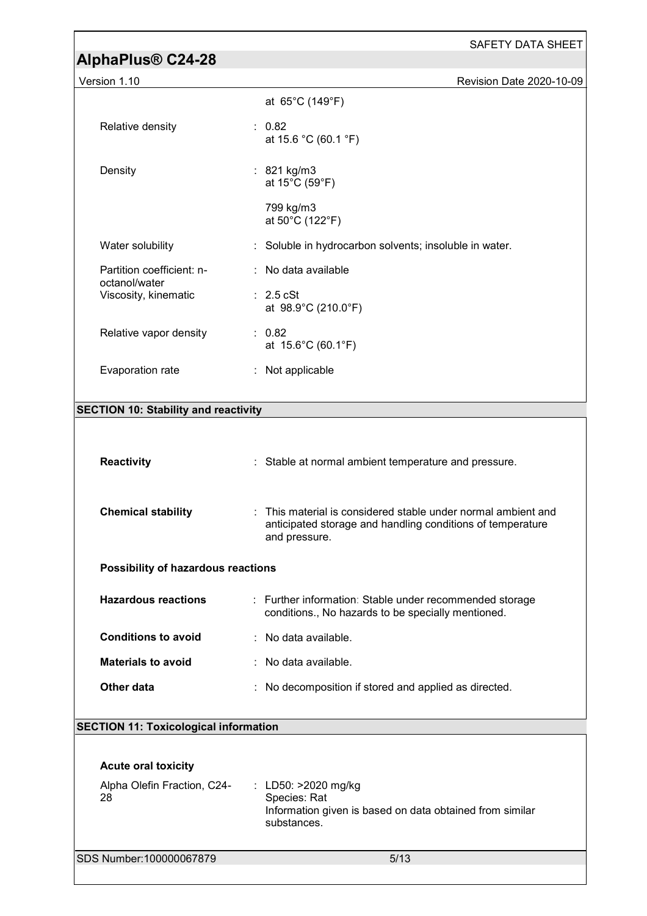| | |
|---|---|
| | at 65°C (149°F) |
| Relative density | : 0.82 at 15.6 °C (60.1 °F) |
| Density | : 821 kg/m3 at 15°C (59°F) |
| | 799 kg/m3 at 50°C (122°F) |
| Water solubility | : Soluble in hydrocarbon solvents; insoluble in water. |
| Partition coefficient: n-octanol/water | : No data available |
| Viscosity, kinematic | : 2.5 cSt at 98.9°C (210.0°F) |
| Relative vapor density | : 0.82 at 15.6°C (60.1°F) |
| Evaporation rate | : Not applicable |

## SECTION 10: Stability and reactivity

| | |
|---|---|
| **Reactivity** | : Stable at normal ambient temperature and pressure. |
| **Chemical stability** | : This material is considered stable under normal ambient and anticipated storage and handling conditions of temperature and pressure. |

**Possibility of hazardous reactions**

| | |
|---|---|
| **Hazardous reactions** | : Further information: Stable under recommended storage conditions., No hazards to be specially mentioned. |
| **Conditions to avoid** | : No data available. |
| **Materials to avoid** | : No data available. |
| **Other data** | : No decomposition if stored and applied as directed. |

## SECTION 11: Toxicological information

**Acute oral toxicity**

| | |
|---|---|
| Alpha Olefin Fraction, C24-28 | : LD50: >2020 mg/kg<br>Species: Rat<br>Information given is based on data obtained from similar substances. |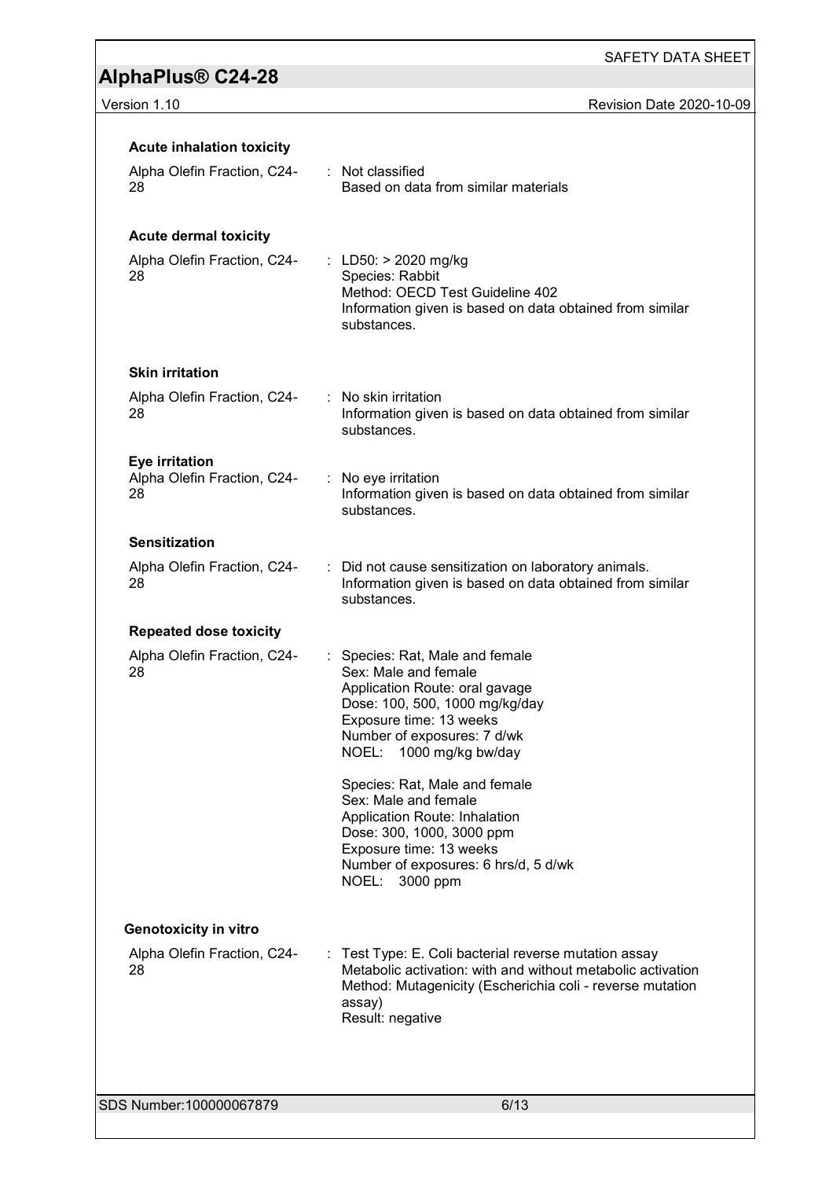### Acute inhalation toxicity

Alpha Olefin Fraction, C24-28 : Not classified
Based on data from similar materials

### Acute dermal toxicity

Alpha Olefin Fraction, C24-28 : LD50: > 2020 mg/kg
Species: Rabbit
Method: OECD Test Guideline 402
Information given is based on data obtained from similar substances.

### Skin irritation

Alpha Olefin Fraction, C24-28 : No skin irritation
Information given is based on data obtained from similar substances.

### Eye irritation

Alpha Olefin Fraction, C24-28 : No eye irritation
Information given is based on data obtained from similar substances.

### Sensitization

Alpha Olefin Fraction, C24-28 : Did not cause sensitization on laboratory animals.
Information given is based on data obtained from similar substances.

### Repeated dose toxicity

Alpha Olefin Fraction, C24-28 : Species: Rat, Male and female
Sex: Male and female
Application Route: oral gavage
Dose: 100, 500, 1000 mg/kg/day
Exposure time: 13 weeks
Number of exposures: 7 d/wk
NOEL: 1000 mg/kg bw/day

Species: Rat, Male and female
Sex: Male and female
Application Route: Inhalation
Dose: 300, 1000, 3000 ppm
Exposure time: 13 weeks
Number of exposures: 6 hrs/d, 5 d/wk
NOEL: 3000 ppm

### Genotoxicity in vitro

Alpha Olefin Fraction, C24-28 : Test Type: E. Coli bacterial reverse mutation assay
Metabolic activation: with and without metabolic activation
Method: Mutagenicity (Escherichia coli - reverse mutation assay)
Result: negative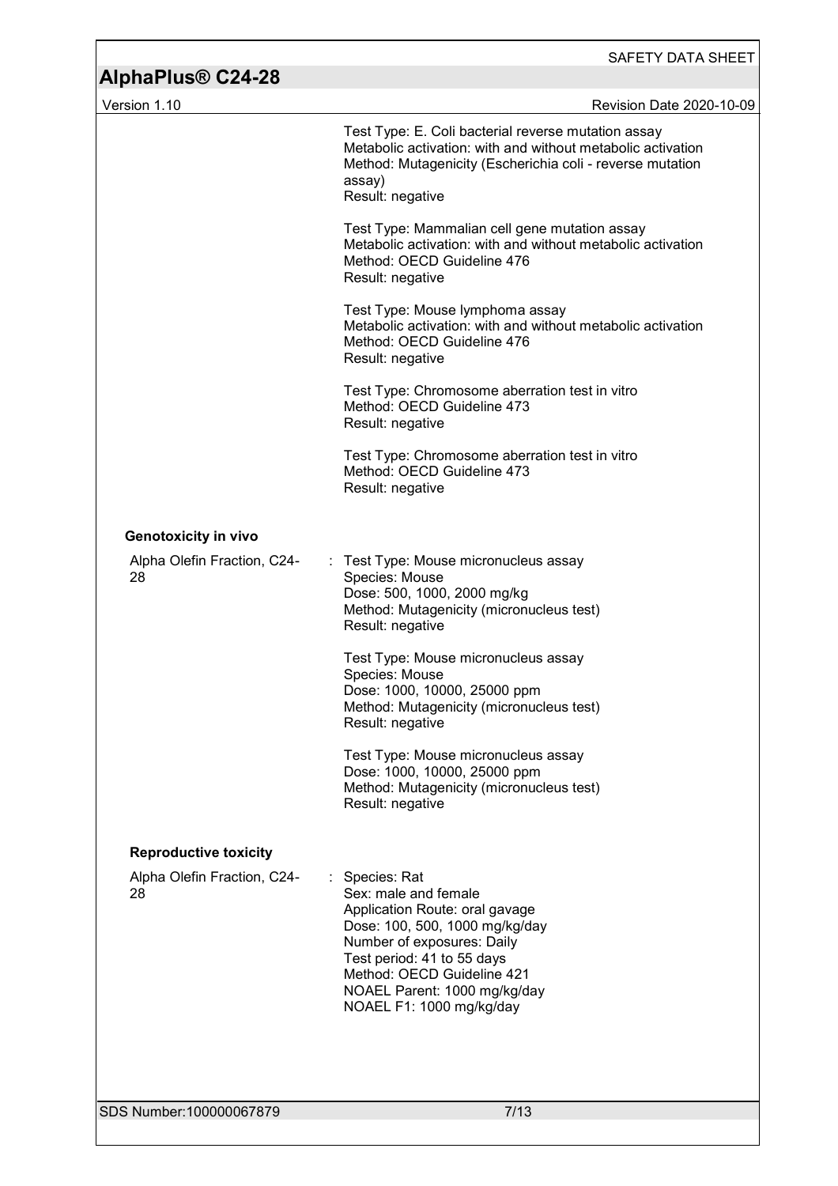Test Type: E. Coli bacterial reverse mutation assay
Metabolic activation: with and without metabolic activation
Method: Mutagenicity (Escherichia coli - reverse mutation assay)
Result: negative

Test Type: Mammalian cell gene mutation assay
Metabolic activation: with and without metabolic activation
Method: OECD Guideline 476
Result: negative

Test Type: Mouse lymphoma assay
Metabolic activation: with and without metabolic activation
Method: OECD Guideline 476
Result: negative

Test Type: Chromosome aberration test in vitro
Method: OECD Guideline 473
Result: negative

Test Type: Chromosome aberration test in vitro
Method: OECD Guideline 473
Result: negative

**Genotoxicity in vivo**

Alpha Olefin Fraction, C24-28 :
Test Type: Mouse micronucleus assay
Species: Mouse
Dose: 500, 1000, 2000 mg/kg
Method: Mutagenicity (micronucleus test)
Result: negative

Test Type: Mouse micronucleus assay
Species: Mouse
Dose: 1000, 10000, 25000 ppm
Method: Mutagenicity (micronucleus test)
Result: negative

Test Type: Mouse micronucleus assay
Dose: 1000, 10000, 25000 ppm
Method: Mutagenicity (micronucleus test)
Result: negative

**Reproductive toxicity**

Alpha Olefin Fraction, C24-28 :
Species: Rat
Sex: male and female
Application Route: oral gavage
Dose: 100, 500, 1000 mg/kg/day
Number of exposures: Daily
Test period: 41 to 55 days
Method: OECD Guideline 421
NOAEL Parent: 1000 mg/kg/day
NOAEL F1: 1000 mg/kg/day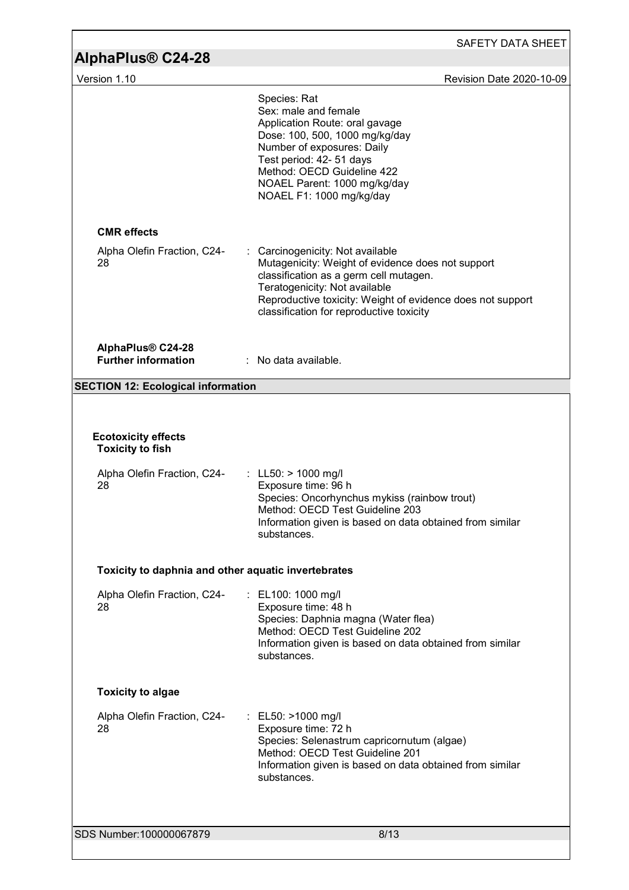Species: Rat
Sex: male and female
Application Route: oral gavage
Dose: 100, 500, 1000 mg/kg/day
Number of exposures: Daily
Test period: 42- 51 days
Method: OECD Guideline 422
NOAEL Parent: 1000 mg/kg/day
NOAEL F1: 1000 mg/kg/day

**CMR effects**

Alpha Olefin Fraction, C24-28 : Carcinogenicity: Not available
Mutagenicity: Weight of evidence does not support classification as a germ cell mutagen.
Teratogenicity: Not available
Reproductive toxicity: Weight of evidence does not support classification for reproductive toxicity

**AlphaPlus® C24-28**
**Further information** : No data available.

## SECTION 12: Ecological information

**Ecotoxicity effects**
**Toxicity to fish**

Alpha Olefin Fraction, C24-28 : LL50: > 1000 mg/l
Exposure time: 96 h
Species: Oncorhynchus mykiss (rainbow trout)
Method: OECD Test Guideline 203
Information given is based on data obtained from similar substances.

**Toxicity to daphnia and other aquatic invertebrates**

Alpha Olefin Fraction, C24-28 : EL100: 1000 mg/l
Exposure time: 48 h
Species: Daphnia magna (Water flea)
Method: OECD Test Guideline 202
Information given is based on data obtained from similar substances.

**Toxicity to algae**

Alpha Olefin Fraction, C24-28 : EL50: >1000 mg/l
Exposure time: 72 h
Species: Selenastrum capricornutum (algae)
Method: OECD Test Guideline 201
Information given is based on data obtained from similar substances.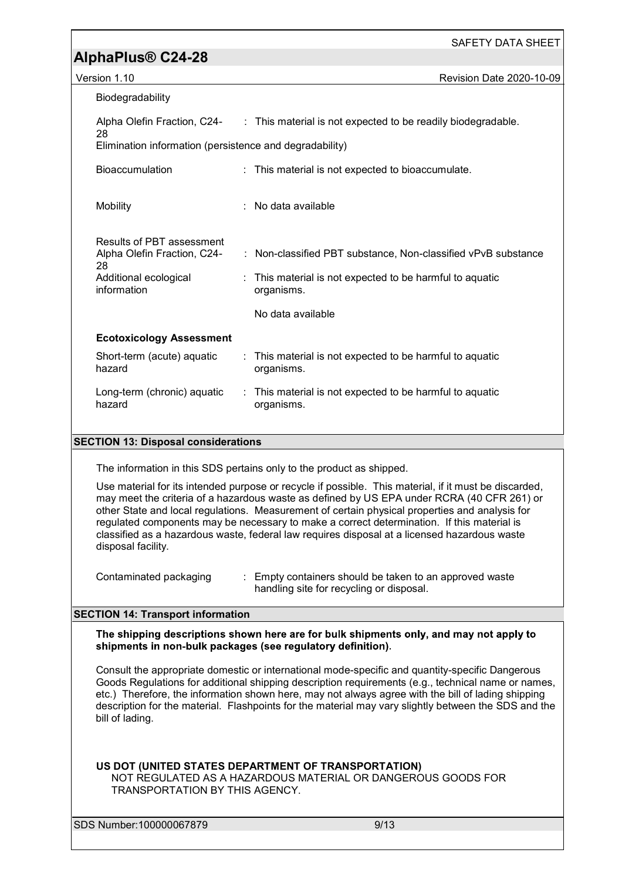Biodegradability

| | |
|---|---|
| Alpha Olefin Fraction, C24-28 | : This material is not expected to be readily biodegradable. |

Elimination information (persistence and degradability)

| | |
|---|---|
| Bioaccumulation | : This material is not expected to bioaccumulate. |
| Mobility | : No data available |

Results of PBT assessment

| | |
|---|---|
| Alpha Olefin Fraction, C24-28 | : Non-classified PBT substance, Non-classified vPvB substance |
| Additional ecological information | : This material is not expected to be harmful to aquatic organisms. |
| | No data available |

**Ecotoxicology Assessment**

| | |
|---|---|
| Short-term (acute) aquatic hazard | : This material is not expected to be harmful to aquatic organisms. |
| Long-term (chronic) aquatic hazard | : This material is not expected to be harmful to aquatic organisms. |

## SECTION 13: Disposal considerations

The information in this SDS pertains only to the product as shipped.

Use material for its intended purpose or recycle if possible. This material, if it must be discarded, may meet the criteria of a hazardous waste as defined by US EPA under RCRA (40 CFR 261) or other State and local regulations. Measurement of certain physical properties and analysis for regulated components may be necessary to make a correct determination. If this material is classified as a hazardous waste, federal law requires disposal at a licensed hazardous waste disposal facility.

| | |
|---|---|
| Contaminated packaging | : Empty containers should be taken to an approved waste handling site for recycling or disposal. |

## SECTION 14: Transport information

**The shipping descriptions shown here are for bulk shipments only, and may not apply to shipments in non-bulk packages (see regulatory definition).**

Consult the appropriate domestic or international mode-specific and quantity-specific Dangerous Goods Regulations for additional shipping description requirements (e.g., technical name or names, etc.) Therefore, the information shown here, may not always agree with the bill of lading shipping description for the material. Flashpoints for the material may vary slightly between the SDS and the bill of lading.

**US DOT (UNITED STATES DEPARTMENT OF TRANSPORTATION)**

NOT REGULATED AS A HAZARDOUS MATERIAL OR DANGEROUS GOODS FOR TRANSPORTATION BY THIS AGENCY.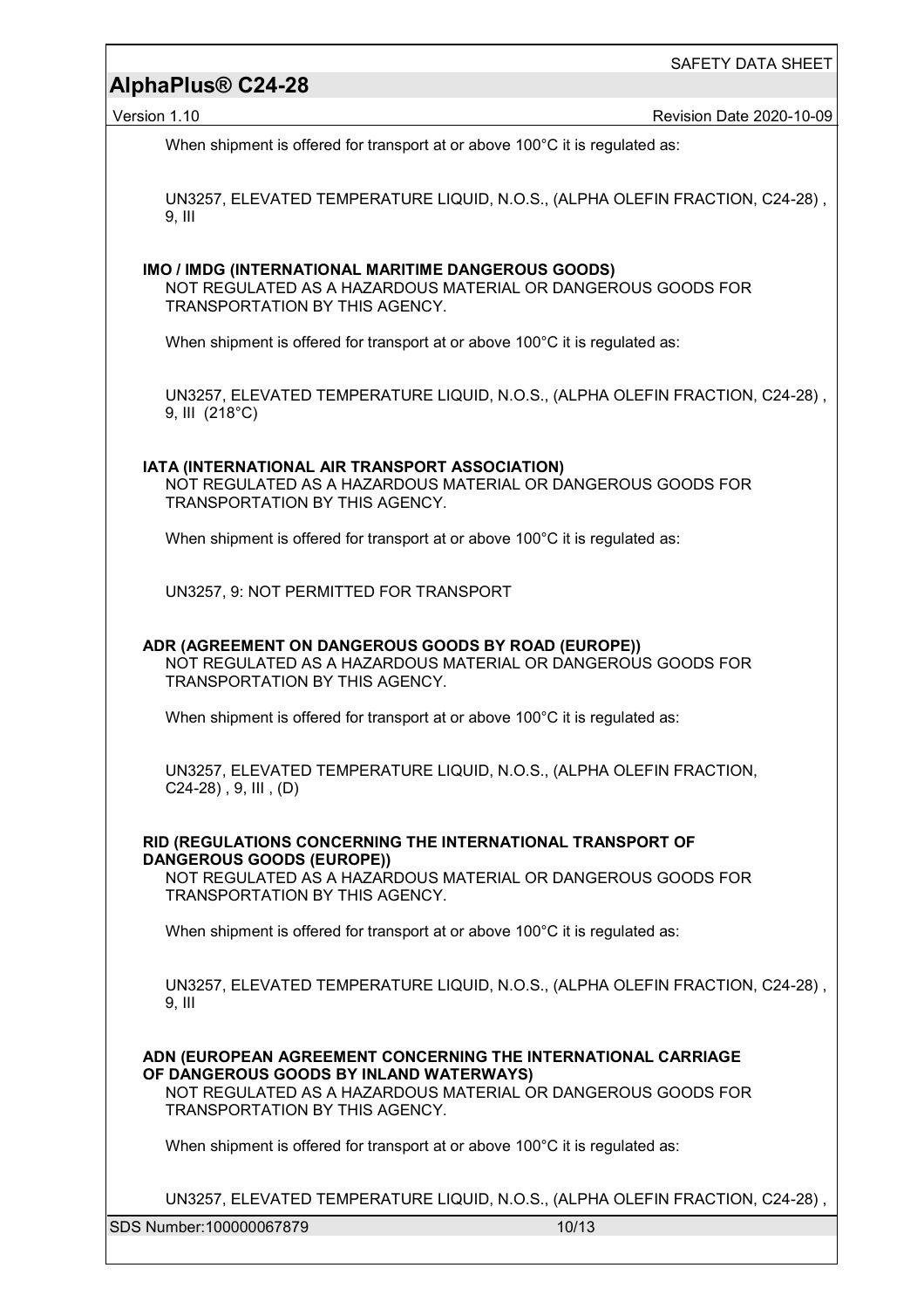When shipment is offered for transport at or above 100°C it is regulated as:

UN3257, ELEVATED TEMPERATURE LIQUID, N.O.S., (ALPHA OLEFIN FRACTION, C24-28) , 9, III

**IMO / IMDG (INTERNATIONAL MARITIME DANGEROUS GOODS)**

NOT REGULATED AS A HAZARDOUS MATERIAL OR DANGEROUS GOODS FOR TRANSPORTATION BY THIS AGENCY.

When shipment is offered for transport at or above 100°C it is regulated as:

UN3257, ELEVATED TEMPERATURE LIQUID, N.O.S., (ALPHA OLEFIN FRACTION, C24-28) , 9, III (218°C)

**IATA (INTERNATIONAL AIR TRANSPORT ASSOCIATION)**

NOT REGULATED AS A HAZARDOUS MATERIAL OR DANGEROUS GOODS FOR TRANSPORTATION BY THIS AGENCY.

When shipment is offered for transport at or above 100°C it is regulated as:

UN3257, 9: NOT PERMITTED FOR TRANSPORT

**ADR (AGREEMENT ON DANGEROUS GOODS BY ROAD (EUROPE))**

NOT REGULATED AS A HAZARDOUS MATERIAL OR DANGEROUS GOODS FOR TRANSPORTATION BY THIS AGENCY.

When shipment is offered for transport at or above 100°C it is regulated as:

UN3257, ELEVATED TEMPERATURE LIQUID, N.O.S., (ALPHA OLEFIN FRACTION, C24-28) , 9, III , (D)

**RID (REGULATIONS CONCERNING THE INTERNATIONAL TRANSPORT OF DANGEROUS GOODS (EUROPE))**

NOT REGULATED AS A HAZARDOUS MATERIAL OR DANGEROUS GOODS FOR TRANSPORTATION BY THIS AGENCY.

When shipment is offered for transport at or above 100°C it is regulated as:

UN3257, ELEVATED TEMPERATURE LIQUID, N.O.S., (ALPHA OLEFIN FRACTION, C24-28) , 9, III

**ADN (EUROPEAN AGREEMENT CONCERNING THE INTERNATIONAL CARRIAGE OF DANGEROUS GOODS BY INLAND WATERWAYS)**

NOT REGULATED AS A HAZARDOUS MATERIAL OR DANGEROUS GOODS FOR TRANSPORTATION BY THIS AGENCY.

When shipment is offered for transport at or above 100°C it is regulated as:

UN3257, ELEVATED TEMPERATURE LIQUID, N.O.S., (ALPHA OLEFIN FRACTION, C24-28) ,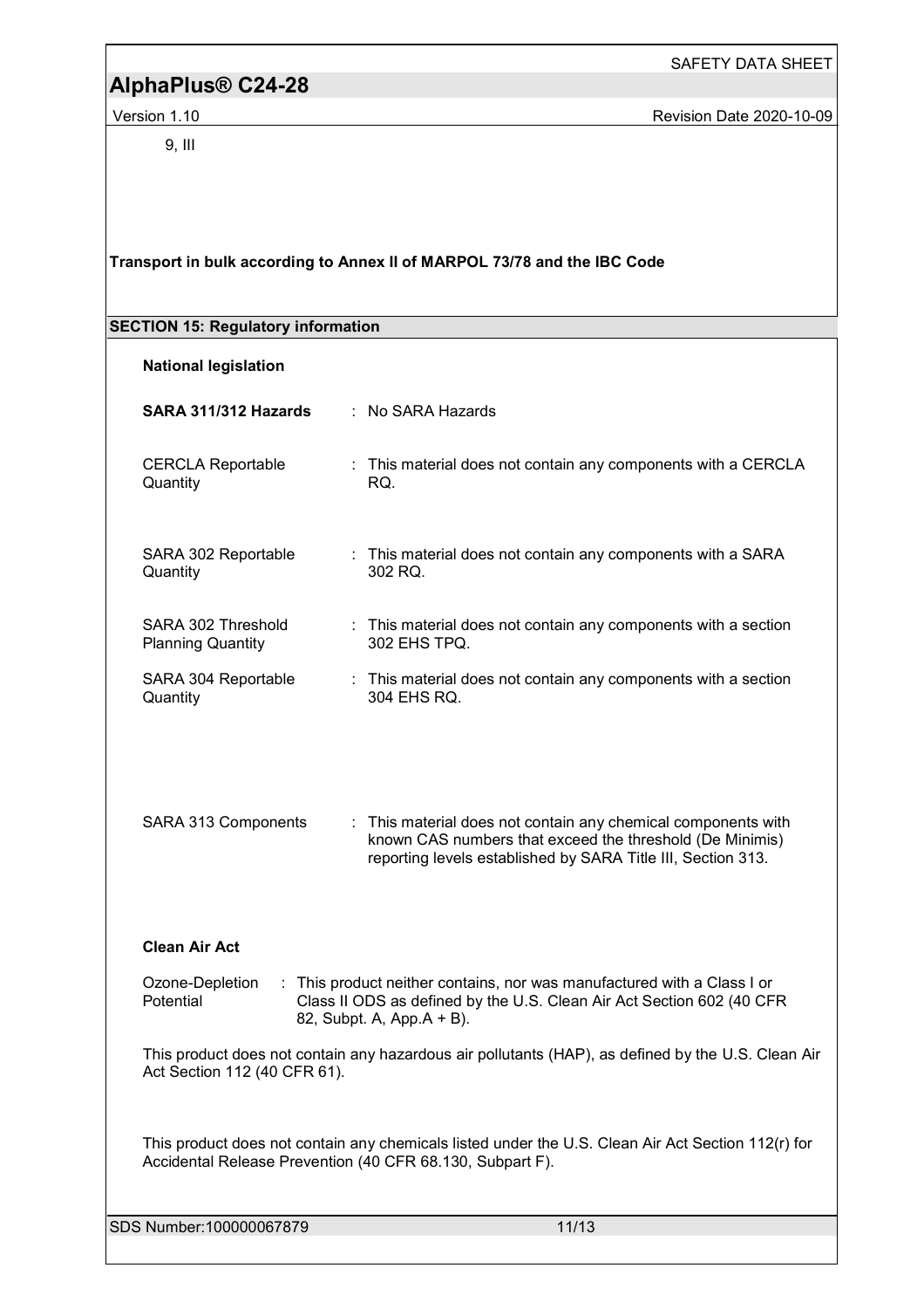9, III

**Transport in bulk according to Annex II of MARPOL 73/78 and the IBC Code**

## SECTION 15: Regulatory information

**National legislation**

**SARA 311/312 Hazards** : No SARA Hazards

CERCLA Reportable Quantity : This material does not contain any components with a CERCLA RQ.

SARA 302 Reportable Quantity : This material does not contain any components with a SARA 302 RQ.

SARA 302 Threshold Planning Quantity : This material does not contain any components with a section 302 EHS TPQ.

SARA 304 Reportable Quantity : This material does not contain any components with a section 304 EHS RQ.

SARA 313 Components : This material does not contain any chemical components with known CAS numbers that exceed the threshold (De Minimis) reporting levels established by SARA Title III, Section 313.

**Clean Air Act**

Ozone-Depletion Potential : This product neither contains, nor was manufactured with a Class I or Class II ODS as defined by the U.S. Clean Air Act Section 602 (40 CFR 82, Subpt. A, App.A + B).

This product does not contain any hazardous air pollutants (HAP), as defined by the U.S. Clean Air Act Section 112 (40 CFR 61).

This product does not contain any chemicals listed under the U.S. Clean Air Act Section 112(r) for Accidental Release Prevention (40 CFR 68.130, Subpart F).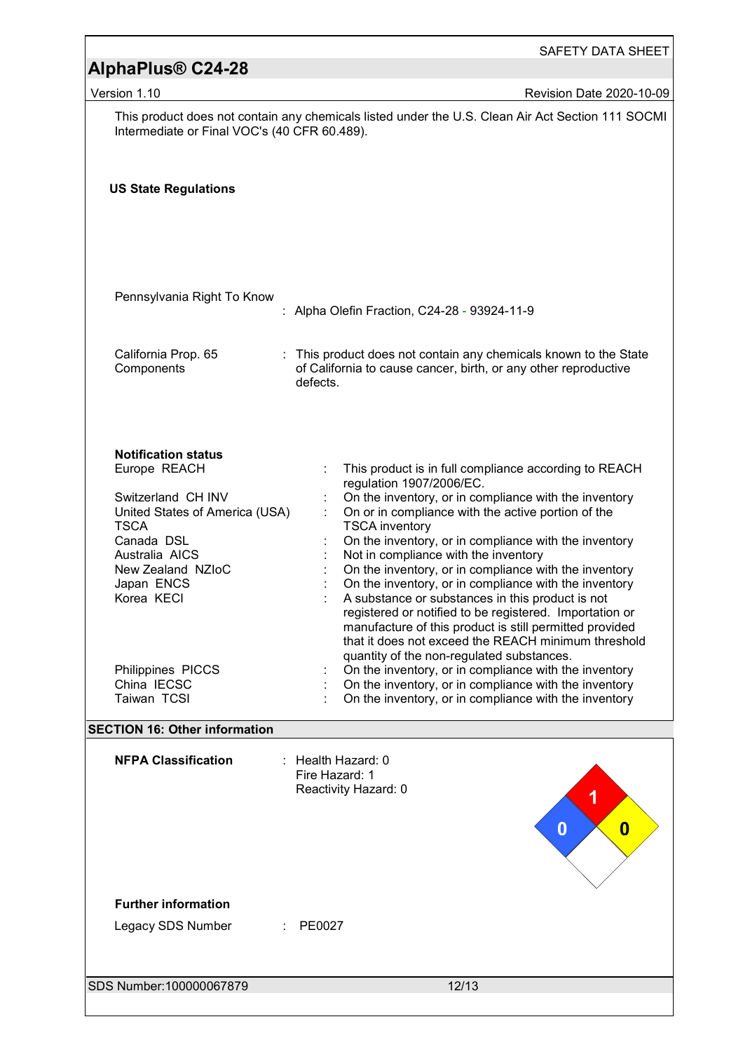This product does not contain any chemicals listed under the U.S. Clean Air Act Section 111 SOCMI Intermediate or Final VOC's (40 CFR 60.489).

**US State Regulations**

Pennsylvania Right To Know : Alpha Olefin Fraction, C24-28 - 93924-11-9

California Prop. 65 Components : This product does not contain any chemicals known to the State of California to cause cancer, birth, or any other reproductive defects.

**Notification status**

| | | |
|---|---|---|
| Europe REACH | : | This product is in full compliance according to REACH regulation 1907/2006/EC. |
| Switzerland CH INV | : | On the inventory, or in compliance with the inventory |
| United States of America (USA) TSCA | : | On or in compliance with the active portion of the TSCA inventory |
| Canada DSL | : | On the inventory, or in compliance with the inventory |
| Australia AICS | : | Not in compliance with the inventory |
| New Zealand NZIoC | : | On the inventory, or in compliance with the inventory |
| Japan ENCS | : | On the inventory, or in compliance with the inventory |
| Korea KECI | : | A substance or substances in this product is not registered or notified to be registered. Importation or manufacture of this product is still permitted provided that it does not exceed the REACH minimum threshold quantity of the non-regulated substances. |
| Philippines PICCS | : | On the inventory, or in compliance with the inventory |
| China IECSC | : | On the inventory, or in compliance with the inventory |
| Taiwan TCSI | : | On the inventory, or in compliance with the inventory |

## SECTION 16: Other information

**NFPA Classification** : Health Hazard: 0
Fire Hazard: 1
Reactivity Hazard: 0

**Further information**

Legacy SDS Number : PE0027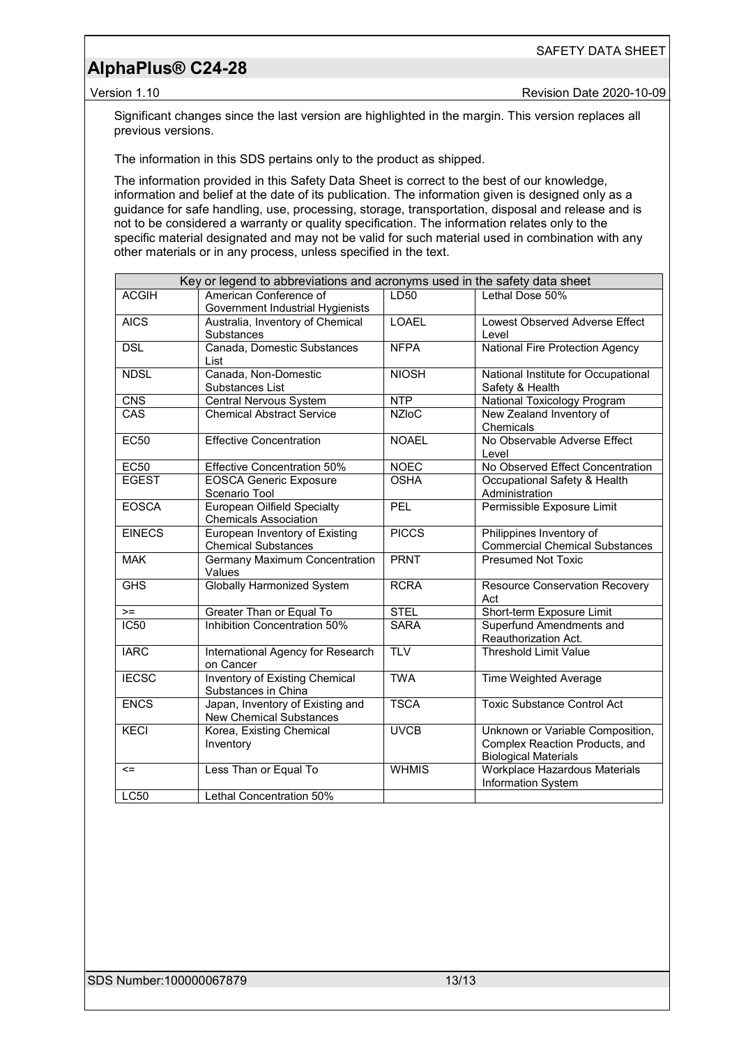Significant changes since the last version are highlighted in the margin. This version replaces all previous versions.

The information in this SDS pertains only to the product as shipped.

The information provided in this Safety Data Sheet is correct to the best of our knowledge, information and belief at the date of its publication. The information given is designed only as a guidance for safe handling, use, processing, storage, transportation, disposal and release and is not to be considered a warranty or quality specification. The information relates only to the specific material designated and may not be valid for such material used in combination with any other materials or in any process, unless specified in the text.

| Key or legend to abbreviations and acronyms used in the safety data sheet | | | |
|---|---|---|---|
| ACGIH | American Conference of Government Industrial Hygienists | LD50 | Lethal Dose 50% |
| AICS | Australia, Inventory of Chemical Substances | LOAEL | Lowest Observed Adverse Effect Level |
| DSL | Canada, Domestic Substances List | NFPA | National Fire Protection Agency |
| NDSL | Canada, Non-Domestic Substances List | NIOSH | National Institute for Occupational Safety & Health |
| CNS | Central Nervous System | NTP | National Toxicology Program |
| CAS | Chemical Abstract Service | NZIoC | New Zealand Inventory of Chemicals |
| EC50 | Effective Concentration | NOAEL | No Observable Adverse Effect Level |
| EC50 | Effective Concentration 50% | NOEC | No Observed Effect Concentration |
| EGEST | EOSCA Generic Exposure Scenario Tool | OSHA | Occupational Safety & Health Administration |
| EOSCA | European Oilfield Specialty Chemicals Association | PEL | Permissible Exposure Limit |
| EINECS | European Inventory of Existing Chemical Substances | PICCS | Philippines Inventory of Commercial Chemical Substances |
| MAK | Germany Maximum Concentration Values | PRNT | Presumed Not Toxic |
| GHS | Globally Harmonized System | RCRA | Resource Conservation Recovery Act |
| >= | Greater Than or Equal To | STEL | Short-term Exposure Limit |
| IC50 | Inhibition Concentration 50% | SARA | Superfund Amendments and Reauthorization Act. |
| IARC | International Agency for Research on Cancer | TLV | Threshold Limit Value |
| IECSC | Inventory of Existing Chemical Substances in China | TWA | Time Weighted Average |
| ENCS | Japan, Inventory of Existing and New Chemical Substances | TSCA | Toxic Substance Control Act |
| KECI | Korea, Existing Chemical Inventory | UVCB | Unknown or Variable Composition, Complex Reaction Products, and Biological Materials |
| <= | Less Than or Equal To | WHMIS | Workplace Hazardous Materials Information System |
| LC50 | Lethal Concentration 50% | | |